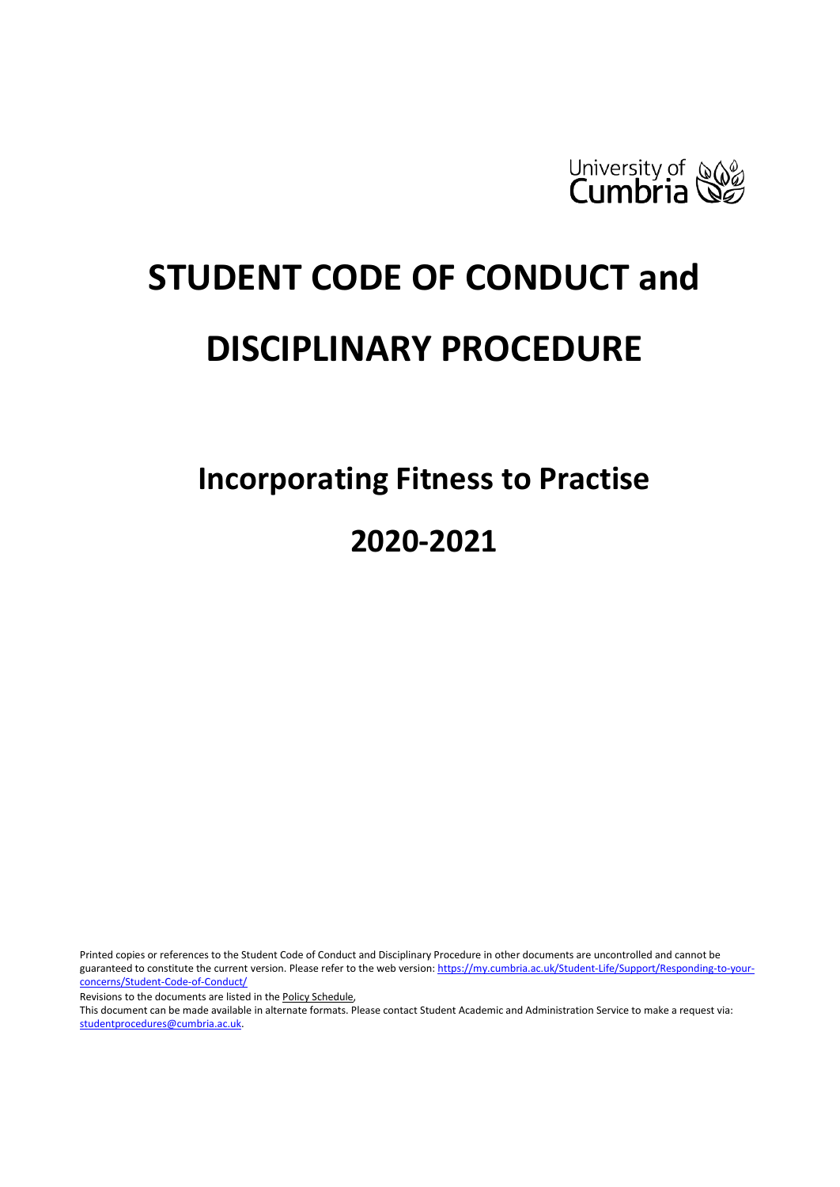University of Cumbria

# STUDENT CODE OF CONDUCT and DISCIPLINARY PROCEDURE

## Incorporating Fitness to Practise

## 2020-2021

Printed copies or references to the Student Code of Conduct and Disciplinary Procedure in other documents are uncontrolled and cannot be guaranteed to constitute the current version. Please refer to the web version: https://my.cumbria.ac.uk/Student-Life/Support/Responding-to-your-concerns/Student-Code-of-Conduct/

Revisions to the documents are listed in the Policy Schedule,

This document can be made available in alternate formats. Please contact Student Academic and Administration Service to make a request via: studentprocedures@cumbria.ac.uk.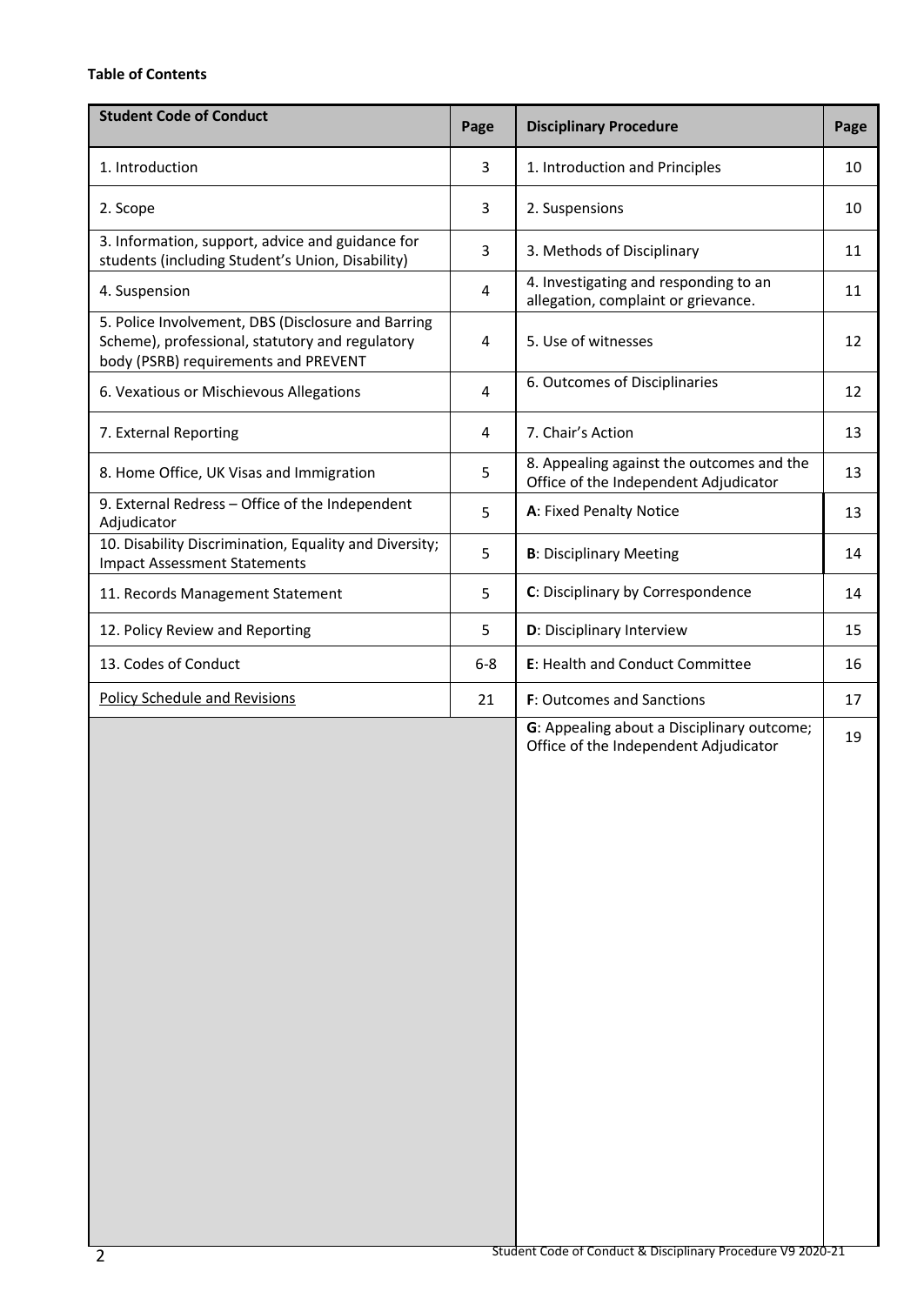**Table of Contents**

| Student Code of Conduct | Page | Disciplinary Procedure | Page |
|---|---|---|---|
| 1. Introduction | 3 | 1. Introduction and Principles | 10 |
| 2. Scope | 3 | 2. Suspensions | 10 |
| 3. Information, support, advice and guidance for students (including Student's Union, Disability) | 3 | 3. Methods of Disciplinary | 11 |
| 4. Suspension | 4 | 4. Investigating and responding to an allegation, complaint or grievance. | 11 |
| 5. Police Involvement, DBS (Disclosure and Barring Scheme), professional, statutory and regulatory body (PSRB) requirements and PREVENT | 4 | 5. Use of witnesses | 12 |
| 6. Vexatious or Mischievous Allegations | 4 | 6. Outcomes of Disciplinaries | 12 |
| 7. External Reporting | 4 | 7. Chair's Action | 13 |
| 8. Home Office, UK Visas and Immigration | 5 | 8. Appealing against the outcomes and the Office of the Independent Adjudicator | 13 |
| 9. External Redress – Office of the Independent Adjudicator | 5 | **A**: Fixed Penalty Notice | 13 |
| 10. Disability Discrimination, Equality and Diversity; Impact Assessment Statements | 5 | **B**: Disciplinary Meeting | 14 |
| 11. Records Management Statement | 5 | **C**: Disciplinary by Correspondence | 14 |
| 12. Policy Review and Reporting | 5 | **D**: Disciplinary Interview | 15 |
| 13. Codes of Conduct | 6-8 | **E**: Health and Conduct Committee | 16 |
| Policy Schedule and Revisions | 21 | **F**: Outcomes and Sanctions | 17 |
| | | **G**: Appealing about a Disciplinary outcome; Office of the Independent Adjudicator | 19 |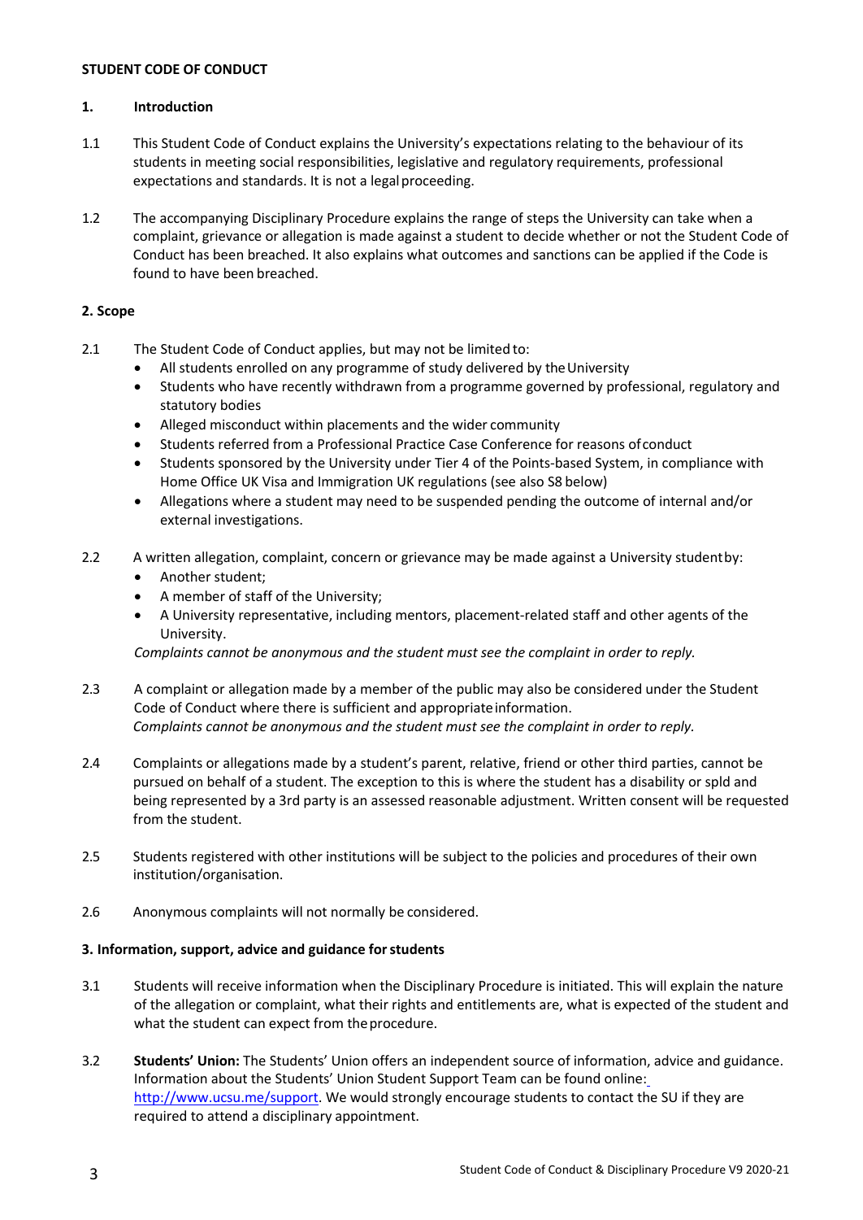**STUDENT CODE OF CONDUCT**

## 1. Introduction

1.1 This Student Code of Conduct explains the University's expectations relating to the behaviour of its students in meeting social responsibilities, legislative and regulatory requirements, professional expectations and standards. It is not a legal proceeding.

1.2 The accompanying Disciplinary Procedure explains the range of steps the University can take when a complaint, grievance or allegation is made against a student to decide whether or not the Student Code of Conduct has been breached. It also explains what outcomes and sanctions can be applied if the Code is found to have been breached.

## 2. Scope

2.1 The Student Code of Conduct applies, but may not be limited to:

- All students enrolled on any programme of study delivered by the University
- Students who have recently withdrawn from a programme governed by professional, regulatory and statutory bodies
- Alleged misconduct within placements and the wider community
- Students referred from a Professional Practice Case Conference for reasons of conduct
- Students sponsored by the University under Tier 4 of the Points-based System, in compliance with Home Office UK Visa and Immigration UK regulations (see also S8 below)
- Allegations where a student may need to be suspended pending the outcome of internal and/or external investigations.

2.2 A written allegation, complaint, concern or grievance may be made against a University student by:

- Another student;
- A member of staff of the University;
- A University representative, including mentors, placement-related staff and other agents of the University.

*Complaints cannot be anonymous and the student must see the complaint in order to reply.*

2.3 A complaint or allegation made by a member of the public may also be considered under the Student Code of Conduct where there is sufficient and appropriate information.
*Complaints cannot be anonymous and the student must see the complaint in order to reply.*

2.4 Complaints or allegations made by a student's parent, relative, friend or other third parties, cannot be pursued on behalf of a student. The exception to this is where the student has a disability or spld and being represented by a 3rd party is an assessed reasonable adjustment. Written consent will be requested from the student.

2.5 Students registered with other institutions will be subject to the policies and procedures of their own institution/organisation.

2.6 Anonymous complaints will not normally be considered.

## 3. Information, support, advice and guidance for students

3.1 Students will receive information when the Disciplinary Procedure is initiated. This will explain the nature of the allegation or complaint, what their rights and entitlements are, what is expected of the student and what the student can expect from the procedure.

3.2 **Students' Union:** The Students' Union offers an independent source of information, advice and guidance. Information about the Students' Union Student Support Team can be found online: http://www.ucsu.me/support. We would strongly encourage students to contact the SU if they are required to attend a disciplinary appointment.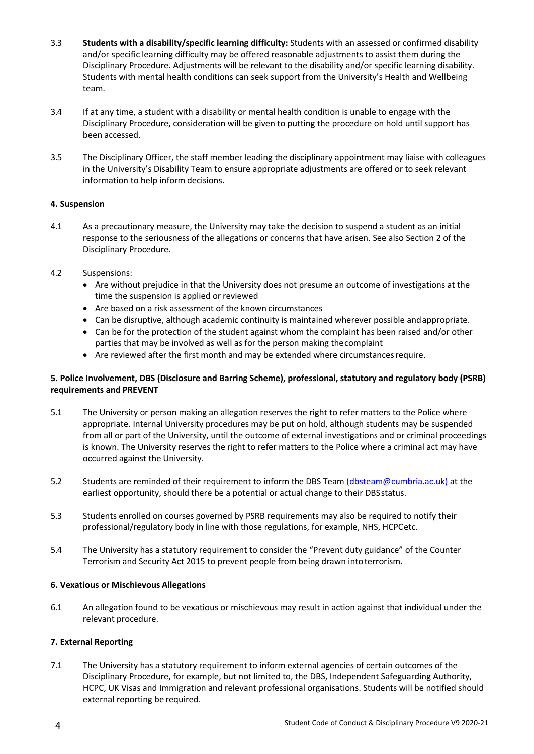3.3 **Students with a disability/specific learning difficulty:** Students with an assessed or confirmed disability and/or specific learning difficulty may be offered reasonable adjustments to assist them during the Disciplinary Procedure. Adjustments will be relevant to the disability and/or specific learning disability. Students with mental health conditions can seek support from the University's Health and Wellbeing team.

3.4 If at any time, a student with a disability or mental health condition is unable to engage with the Disciplinary Procedure, consideration will be given to putting the procedure on hold until support has been accessed.

3.5 The Disciplinary Officer, the staff member leading the disciplinary appointment may liaise with colleagues in the University's Disability Team to ensure appropriate adjustments are offered or to seek relevant information to help inform decisions.

#### 4. Suspension

4.1 As a precautionary measure, the University may take the decision to suspend a student as an initial response to the seriousness of the allegations or concerns that have arisen. See also Section 2 of the Disciplinary Procedure.

4.2 Suspensions:

- Are without prejudice in that the University does not presume an outcome of investigations at the time the suspension is applied or reviewed
- Are based on a risk assessment of the known circumstances
- Can be disruptive, although academic continuity is maintained wherever possible and appropriate.
- Can be for the protection of the student against whom the complaint has been raised and/or other parties that may be involved as well as for the person making the complaint
- Are reviewed after the first month and may be extended where circumstances require.

#### 5. Police Involvement, DBS (Disclosure and Barring Scheme), professional, statutory and regulatory body (PSRB) requirements and PREVENT

5.1 The University or person making an allegation reserves the right to refer matters to the Police where appropriate. Internal University procedures may be put on hold, although students may be suspended from all or part of the University, until the outcome of external investigations and or criminal proceedings is known. The University reserves the right to refer matters to the Police where a criminal act may have occurred against the University.

5.2 Students are reminded of their requirement to inform the DBS Team (dbsteam@cumbria.ac.uk) at the earliest opportunity, should there be a potential or actual change to their DBS status.

5.3 Students enrolled on courses governed by PSRB requirements may also be required to notify their professional/regulatory body in line with those regulations, for example, NHS, HCPC etc.

5.4 The University has a statutory requirement to consider the "Prevent duty guidance" of the Counter Terrorism and Security Act 2015 to prevent people from being drawn into terrorism.

#### 6. Vexatious or Mischievous Allegations

6.1 An allegation found to be vexatious or mischievous may result in action against that individual under the relevant procedure.

#### 7. External Reporting

7.1 The University has a statutory requirement to inform external agencies of certain outcomes of the Disciplinary Procedure, for example, but not limited to, the DBS, Independent Safeguarding Authority, HCPC, UK Visas and Immigration and relevant professional organisations. Students will be notified should external reporting be required.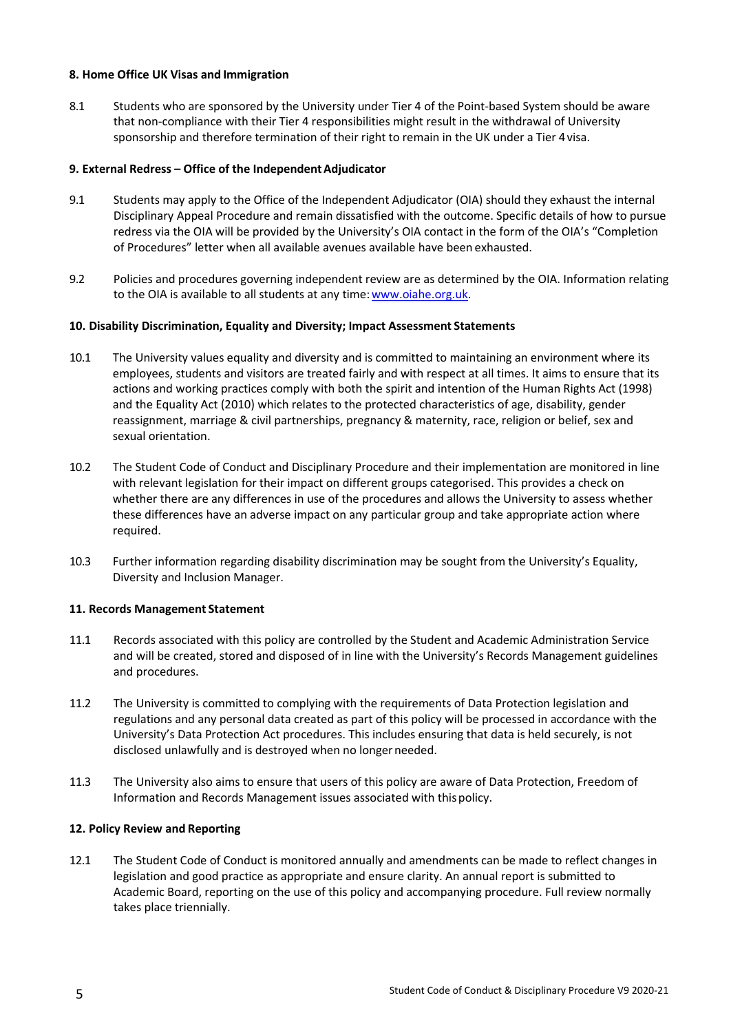## 8. Home Office UK Visas and Immigration

8.1 Students who are sponsored by the University under Tier 4 of the Point-based System should be aware that non-compliance with their Tier 4 responsibilities might result in the withdrawal of University sponsorship and therefore termination of their right to remain in the UK under a Tier 4 visa.

## 9. External Redress – Office of the Independent Adjudicator

9.1 Students may apply to the Office of the Independent Adjudicator (OIA) should they exhaust the internal Disciplinary Appeal Procedure and remain dissatisfied with the outcome. Specific details of how to pursue redress via the OIA will be provided by the University's OIA contact in the form of the OIA's "Completion of Procedures" letter when all available avenues available have been exhausted.

9.2 Policies and procedures governing independent review are as determined by the OIA. Information relating to the OIA is available to all students at any time: [www.oiahe.org.uk](http://www.oiahe.org.uk).

## 10. Disability Discrimination, Equality and Diversity; Impact Assessment Statements

10.1 The University values equality and diversity and is committed to maintaining an environment where its employees, students and visitors are treated fairly and with respect at all times. It aims to ensure that its actions and working practices comply with both the spirit and intention of the Human Rights Act (1998) and the Equality Act (2010) which relates to the protected characteristics of age, disability, gender reassignment, marriage & civil partnerships, pregnancy & maternity, race, religion or belief, sex and sexual orientation.

10.2 The Student Code of Conduct and Disciplinary Procedure and their implementation are monitored in line with relevant legislation for their impact on different groups categorised. This provides a check on whether there are any differences in use of the procedures and allows the University to assess whether these differences have an adverse impact on any particular group and take appropriate action where required.

10.3 Further information regarding disability discrimination may be sought from the University's Equality, Diversity and Inclusion Manager.

## 11. Records Management Statement

11.1 Records associated with this policy are controlled by the Student and Academic Administration Service and will be created, stored and disposed of in line with the University's Records Management guidelines and procedures.

11.2 The University is committed to complying with the requirements of Data Protection legislation and regulations and any personal data created as part of this policy will be processed in accordance with the University's Data Protection Act procedures. This includes ensuring that data is held securely, is not disclosed unlawfully and is destroyed when no longer needed.

11.3 The University also aims to ensure that users of this policy are aware of Data Protection, Freedom of Information and Records Management issues associated with this policy.

## 12. Policy Review and Reporting

12.1 The Student Code of Conduct is monitored annually and amendments can be made to reflect changes in legislation and good practice as appropriate and ensure clarity. An annual report is submitted to Academic Board, reporting on the use of this policy and accompanying procedure. Full review normally takes place triennially.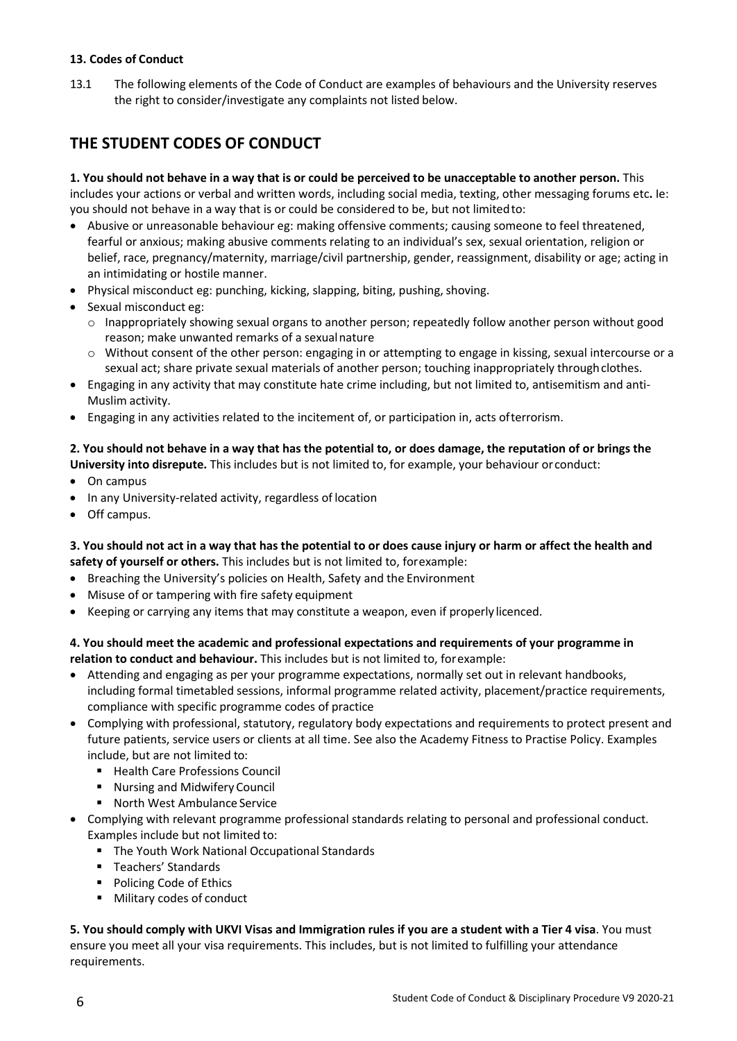**13. Codes of Conduct**

13.1 The following elements of the Code of Conduct are examples of behaviours and the University reserves the right to consider/investigate any complaints not listed below.

## THE STUDENT CODES OF CONDUCT

**1. You should not behave in a way that is or could be perceived to be unacceptable to another person.** This includes your actions or verbal and written words, including social media, texting, other messaging forums etc**.** Ie: you should not behave in a way that is or could be considered to be, but not limited to:

- Abusive or unreasonable behaviour eg: making offensive comments; causing someone to feel threatened, fearful or anxious; making abusive comments relating to an individual's sex, sexual orientation, religion or belief, race, pregnancy/maternity, marriage/civil partnership, gender, reassignment, disability or age; acting in an intimidating or hostile manner.
- Physical misconduct eg: punching, kicking, slapping, biting, pushing, shoving.
- Sexual misconduct eg:
  - Inappropriately showing sexual organs to another person; repeatedly follow another person without good reason; make unwanted remarks of a sexual nature
  - Without consent of the other person: engaging in or attempting to engage in kissing, sexual intercourse or a sexual act; share private sexual materials of another person; touching inappropriately through clothes.
- Engaging in any activity that may constitute hate crime including, but not limited to, antisemitism and anti-Muslim activity.
- Engaging in any activities related to the incitement of, or participation in, acts of terrorism.

**2. You should not behave in a way that has the potential to, or does damage, the reputation of or brings the University into disrepute.** This includes but is not limited to, for example, your behaviour or conduct:

- On campus
- In any University-related activity, regardless of location
- Off campus.

**3. You should not act in a way that has the potential to or does cause injury or harm or affect the health and safety of yourself or others.** This includes but is not limited to, for example:

- Breaching the University's policies on Health, Safety and the Environment
- Misuse of or tampering with fire safety equipment
- Keeping or carrying any items that may constitute a weapon, even if properly licenced.

**4. You should meet the academic and professional expectations and requirements of your programme in relation to conduct and behaviour.** This includes but is not limited to, for example:

- Attending and engaging as per your programme expectations, normally set out in relevant handbooks, including formal timetabled sessions, informal programme related activity, placement/practice requirements, compliance with specific programme codes of practice
- Complying with professional, statutory, regulatory body expectations and requirements to protect present and future patients, service users or clients at all time. See also the Academy Fitness to Practise Policy. Examples include, but are not limited to:
  - Health Care Professions Council
  - Nursing and Midwifery Council
  - North West Ambulance Service
- Complying with relevant programme professional standards relating to personal and professional conduct. Examples include but not limited to:
  - The Youth Work National Occupational Standards
  - Teachers' Standards
  - Policing Code of Ethics
  - Military codes of conduct

**5. You should comply with UKVI Visas and Immigration rules if you are a student with a Tier 4 visa**. You must ensure you meet all your visa requirements. This includes, but is not limited to fulfilling your attendance requirements.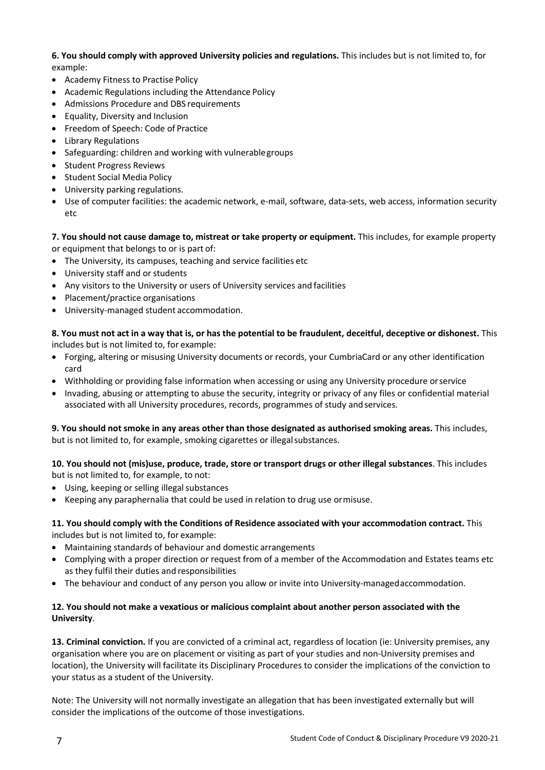**6. You should comply with approved University policies and regulations.** This includes but is not limited to, for example:

- Academy Fitness to Practise Policy
- Academic Regulations including the Attendance Policy
- Admissions Procedure and DBS requirements
- Equality, Diversity and Inclusion
- Freedom of Speech: Code of Practice
- Library Regulations
- Safeguarding: children and working with vulnerable groups
- Student Progress Reviews
- Student Social Media Policy
- University parking regulations.
- Use of computer facilities: the academic network, e-mail, software, data-sets, web access, information security etc

**7. You should not cause damage to, mistreat or take property or equipment.** This includes, for example property or equipment that belongs to or is part of:

- The University, its campuses, teaching and service facilities etc
- University staff and or students
- Any visitors to the University or users of University services and facilities
- Placement/practice organisations
- University-managed student accommodation.

**8. You must not act in a way that is, or has the potential to be fraudulent, deceitful, deceptive or dishonest.** This includes but is not limited to, for example:

- Forging, altering or misusing University documents or records, your CumbriaCard or any other identification card
- Withholding or providing false information when accessing or using any University procedure or service
- Invading, abusing or attempting to abuse the security, integrity or privacy of any files or confidential material associated with all University procedures, records, programmes of study and services.

**9. You should not smoke in any areas other than those designated as authorised smoking areas.** This includes, but is not limited to, for example, smoking cigarettes or illegal substances.

**10. You should not (mis)use, produce, trade, store or transport drugs or other illegal substances**. This includes but is not limited to, for example, to not:

- Using, keeping or selling illegal substances
- Keeping any paraphernalia that could be used in relation to drug use or misuse.

**11. You should comply with the Conditions of Residence associated with your accommodation contract.** This includes but is not limited to, for example:

- Maintaining standards of behaviour and domestic arrangements
- Complying with a proper direction or request from of a member of the Accommodation and Estates teams etc as they fulfil their duties and responsibilities
- The behaviour and conduct of any person you allow or invite into University-managed accommodation.

**12. You should not make a vexatious or malicious complaint about another person associated with the University**.

**13. Criminal conviction.** If you are convicted of a criminal act, regardless of location (ie: University premises, any organisation where you are on placement or visiting as part of your studies and non-University premises and location), the University will facilitate its Disciplinary Procedures to consider the implications of the conviction to your status as a student of the University.

Note: The University will not normally investigate an allegation that has been investigated externally but will consider the implications of the outcome of those investigations.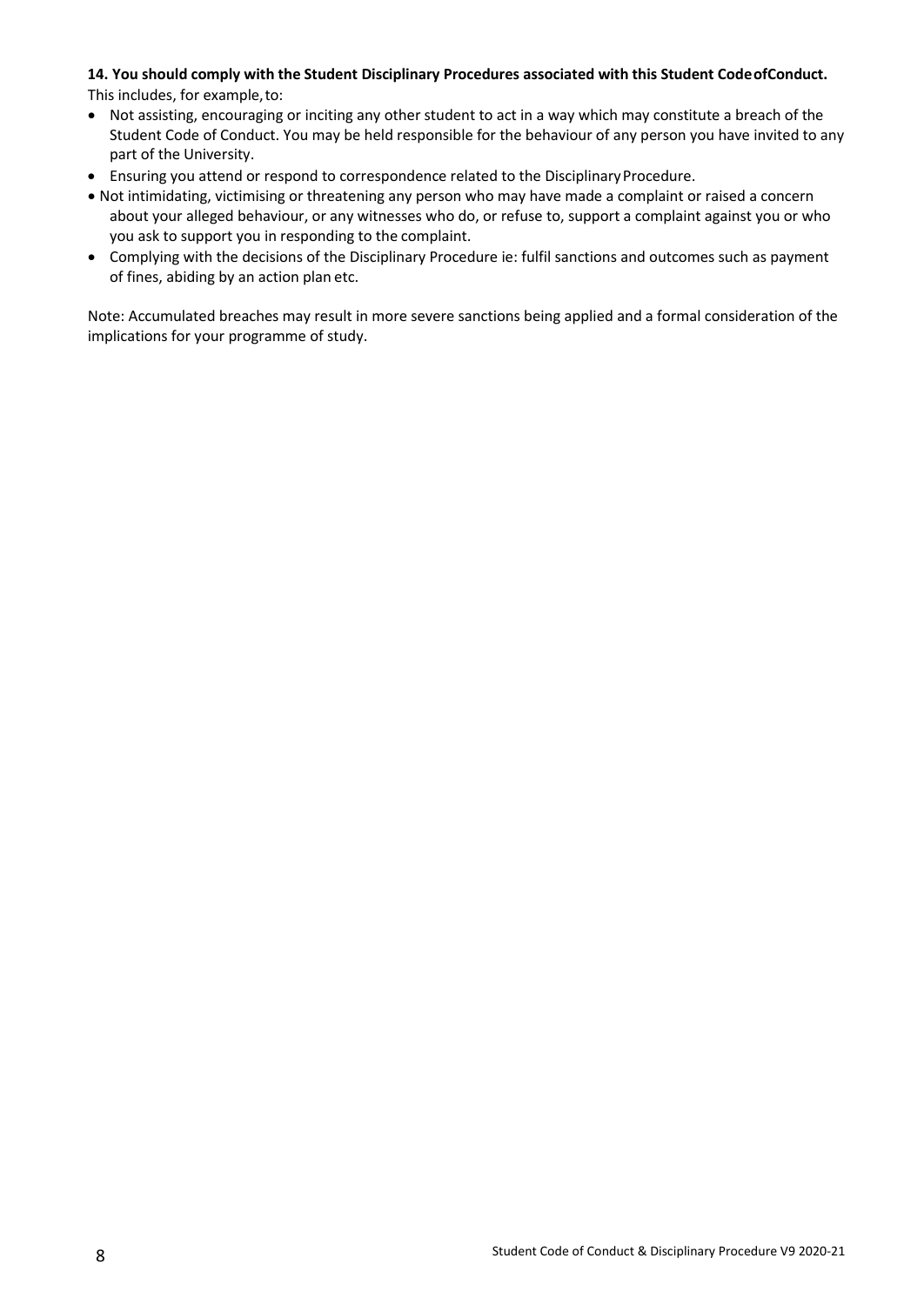**14. You should comply with the Student Disciplinary Procedures associated with this Student Code of Conduct.**

This includes, for example, to:

- Not assisting, encouraging or inciting any other student to act in a way which may constitute a breach of the Student Code of Conduct. You may be held responsible for the behaviour of any person you have invited to any part of the University.
- Ensuring you attend or respond to correspondence related to the Disciplinary Procedure.
- Not intimidating, victimising or threatening any person who may have made a complaint or raised a concern about your alleged behaviour, or any witnesses who do, or refuse to, support a complaint against you or who you ask to support you in responding to the complaint.
- Complying with the decisions of the Disciplinary Procedure ie: fulfil sanctions and outcomes such as payment of fines, abiding by an action plan etc.

Note: Accumulated breaches may result in more severe sanctions being applied and a formal consideration of the implications for your programme of study.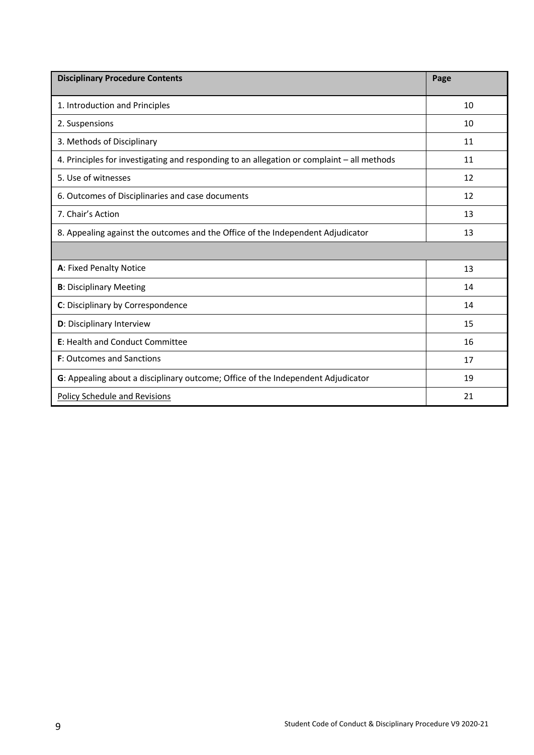| **Disciplinary Procedure Contents** | **Page** |
|---|---|
| 1. Introduction and Principles | 10 |
| 2. Suspensions | 10 |
| 3. Methods of Disciplinary | 11 |
| 4. Principles for investigating and responding to an allegation or complaint – all methods | 11 |
| 5. Use of witnesses | 12 |
| 6. Outcomes of Disciplinaries and case documents | 12 |
| 7. Chair's Action | 13 |
| 8. Appealing against the outcomes and the Office of the Independent Adjudicator | 13 |
| | |
| **A**: Fixed Penalty Notice | 13 |
| **B**: Disciplinary Meeting | 14 |
| **C**: Disciplinary by Correspondence | 14 |
| **D**: Disciplinary Interview | 15 |
| **E**: Health and Conduct Committee | 16 |
| **F**: Outcomes and Sanctions | 17 |
| **G**: Appealing about a disciplinary outcome; Office of the Independent Adjudicator | 19 |
| Policy Schedule and Revisions | 21 |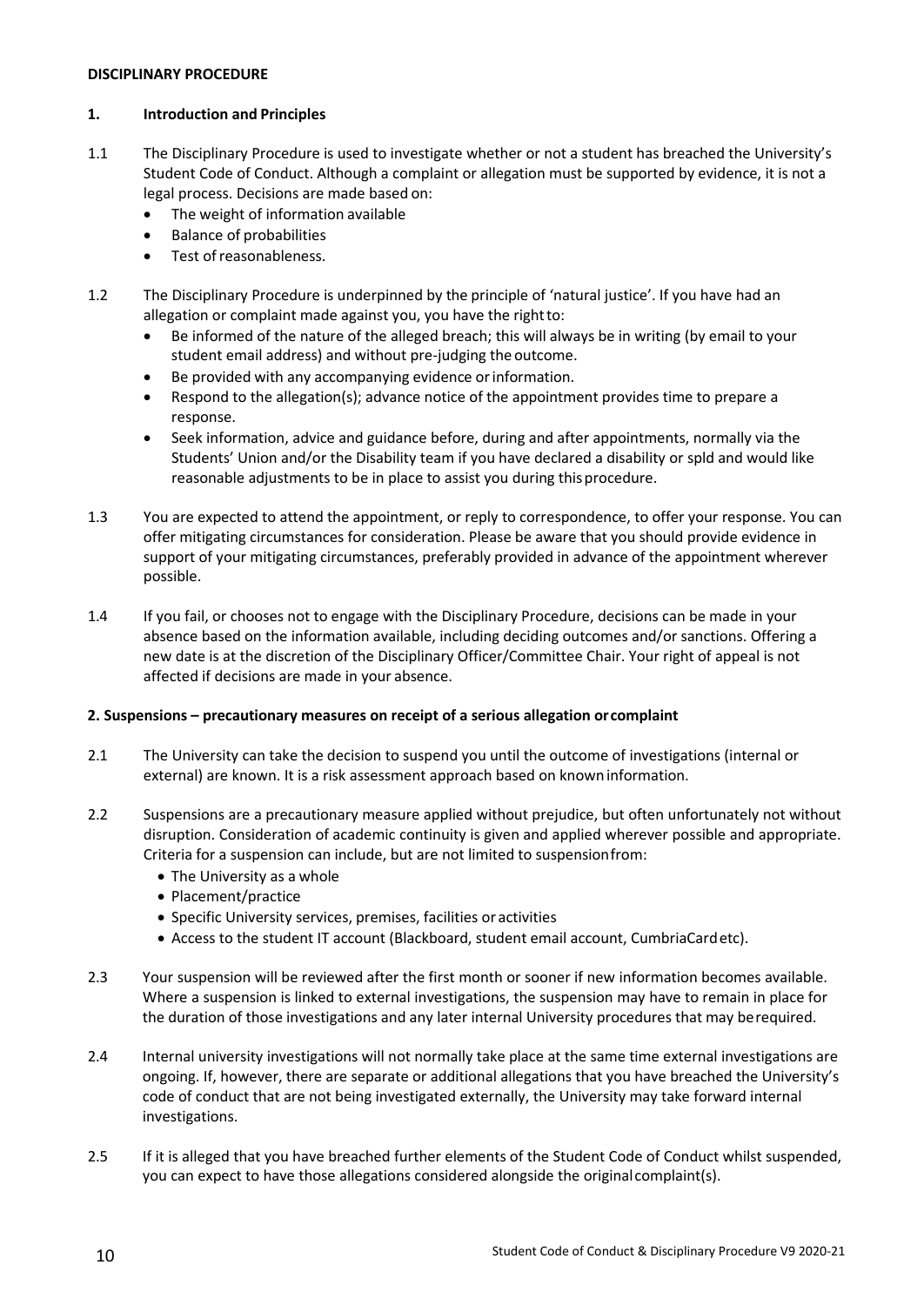**DISCIPLINARY PROCEDURE**

**1. Introduction and Principles**

1.1 The Disciplinary Procedure is used to investigate whether or not a student has breached the University's Student Code of Conduct. Although a complaint or allegation must be supported by evidence, it is not a legal process. Decisions are made based on:

- The weight of information available
- Balance of probabilities
- Test of reasonableness.

1.2 The Disciplinary Procedure is underpinned by the principle of 'natural justice'. If you have had an allegation or complaint made against you, you have the right to:

- Be informed of the nature of the alleged breach; this will always be in writing (by email to your student email address) and without pre-judging the outcome.
- Be provided with any accompanying evidence or information.
- Respond to the allegation(s); advance notice of the appointment provides time to prepare a response.
- Seek information, advice and guidance before, during and after appointments, normally via the Students' Union and/or the Disability team if you have declared a disability or spld and would like reasonable adjustments to be in place to assist you during this procedure.

1.3 You are expected to attend the appointment, or reply to correspondence, to offer your response. You can offer mitigating circumstances for consideration. Please be aware that you should provide evidence in support of your mitigating circumstances, preferably provided in advance of the appointment wherever possible.

1.4 If you fail, or chooses not to engage with the Disciplinary Procedure, decisions can be made in your absence based on the information available, including deciding outcomes and/or sanctions. Offering a new date is at the discretion of the Disciplinary Officer/Committee Chair. Your right of appeal is not affected if decisions are made in your absence.

**2. Suspensions – precautionary measures on receipt of a serious allegation or complaint**

2.1 The University can take the decision to suspend you until the outcome of investigations (internal or external) are known. It is a risk assessment approach based on known information.

2.2 Suspensions are a precautionary measure applied without prejudice, but often unfortunately not without disruption. Consideration of academic continuity is given and applied wherever possible and appropriate. Criteria for a suspension can include, but are not limited to suspension from:

- The University as a whole
- Placement/practice
- Specific University services, premises, facilities or activities
- Access to the student IT account (Blackboard, student email account, CumbriaCard etc).

2.3 Your suspension will be reviewed after the first month or sooner if new information becomes available. Where a suspension is linked to external investigations, the suspension may have to remain in place for the duration of those investigations and any later internal University procedures that may be required.

2.4 Internal university investigations will not normally take place at the same time external investigations are ongoing. If, however, there are separate or additional allegations that you have breached the University's code of conduct that are not being investigated externally, the University may take forward internal investigations.

2.5 If it is alleged that you have breached further elements of the Student Code of Conduct whilst suspended, you can expect to have those allegations considered alongside the original complaint(s).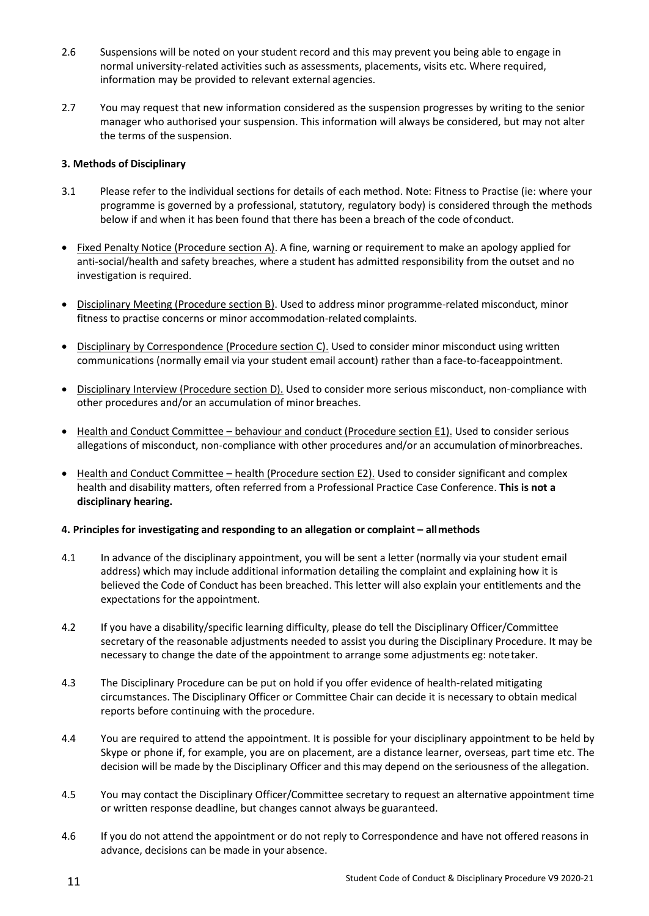2.6 Suspensions will be noted on your student record and this may prevent you being able to engage in normal university-related activities such as assessments, placements, visits etc. Where required, information may be provided to relevant external agencies.

2.7 You may request that new information considered as the suspension progresses by writing to the senior manager who authorised your suspension. This information will always be considered, but may not alter the terms of the suspension.

**3. Methods of Disciplinary**

3.1 Please refer to the individual sections for details of each method. Note: Fitness to Practise (ie: where your programme is governed by a professional, statutory, regulatory body) is considered through the methods below if and when it has been found that there has been a breach of the code of conduct.

- Fixed Penalty Notice (Procedure section A). A fine, warning or requirement to make an apology applied for anti-social/health and safety breaches, where a student has admitted responsibility from the outset and no investigation is required.
- Disciplinary Meeting (Procedure section B). Used to address minor programme-related misconduct, minor fitness to practise concerns or minor accommodation-related complaints.
- Disciplinary by Correspondence (Procedure section C). Used to consider minor misconduct using written communications (normally email via your student email account) rather than a face-to-face appointment.
- Disciplinary Interview (Procedure section D). Used to consider more serious misconduct, non-compliance with other procedures and/or an accumulation of minor breaches.
- Health and Conduct Committee – behaviour and conduct (Procedure section E1). Used to consider serious allegations of misconduct, non-compliance with other procedures and/or an accumulation of minor breaches.
- Health and Conduct Committee – health (Procedure section E2). Used to consider significant and complex health and disability matters, often referred from a Professional Practice Case Conference. **This is not a disciplinary hearing.**

**4. Principles for investigating and responding to an allegation or complaint – all methods**

4.1 In advance of the disciplinary appointment, you will be sent a letter (normally via your student email address) which may include additional information detailing the complaint and explaining how it is believed the Code of Conduct has been breached. This letter will also explain your entitlements and the expectations for the appointment.

4.2 If you have a disability/specific learning difficulty, please do tell the Disciplinary Officer/Committee secretary of the reasonable adjustments needed to assist you during the Disciplinary Procedure. It may be necessary to change the date of the appointment to arrange some adjustments eg: note taker.

4.3 The Disciplinary Procedure can be put on hold if you offer evidence of health-related mitigating circumstances. The Disciplinary Officer or Committee Chair can decide it is necessary to obtain medical reports before continuing with the procedure.

4.4 You are required to attend the appointment. It is possible for your disciplinary appointment to be held by Skype or phone if, for example, you are on placement, are a distance learner, overseas, part time etc. The decision will be made by the Disciplinary Officer and this may depend on the seriousness of the allegation.

4.5 You may contact the Disciplinary Officer/Committee secretary to request an alternative appointment time or written response deadline, but changes cannot always be guaranteed.

4.6 If you do not attend the appointment or do not reply to Correspondence and have not offered reasons in advance, decisions can be made in your absence.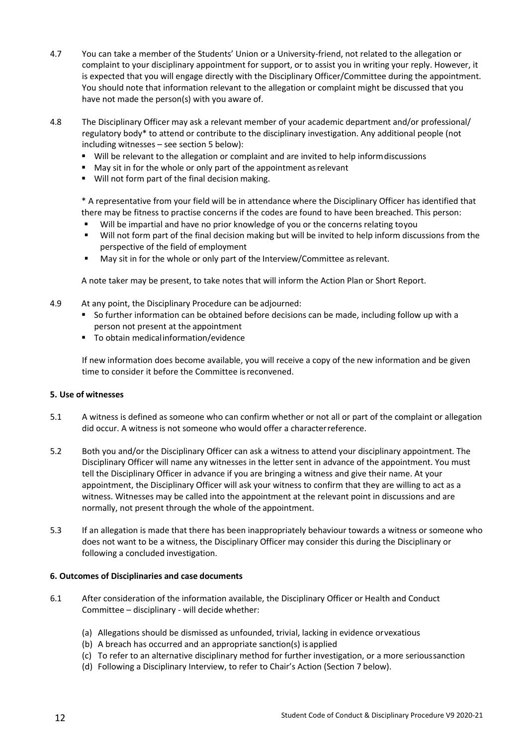4.7 You can take a member of the Students' Union or a University-friend, not related to the allegation or complaint to your disciplinary appointment for support, or to assist you in writing your reply. However, it is expected that you will engage directly with the Disciplinary Officer/Committee during the appointment. You should note that information relevant to the allegation or complaint might be discussed that you have not made the person(s) with you aware of.

4.8 The Disciplinary Officer may ask a relevant member of your academic department and/or professional/ regulatory body* to attend or contribute to the disciplinary investigation. Any additional people (not including witnesses – see section 5 below):

- Will be relevant to the allegation or complaint and are invited to help inform discussions
- May sit in for the whole or only part of the appointment as relevant
- Will not form part of the final decision making.

\* A representative from your field will be in attendance where the Disciplinary Officer has identified that there may be fitness to practise concerns if the codes are found to have been breached. This person:

- Will be impartial and have no prior knowledge of you or the concerns relating to you
- Will not form part of the final decision making but will be invited to help inform discussions from the perspective of the field of employment
- May sit in for the whole or only part of the Interview/Committee as relevant.

A note taker may be present, to take notes that will inform the Action Plan or Short Report.

4.9 At any point, the Disciplinary Procedure can be adjourned:

- So further information can be obtained before decisions can be made, including follow up with a person not present at the appointment
- To obtain medical information/evidence

If new information does become available, you will receive a copy of the new information and be given time to consider it before the Committee is reconvened.

**5. Use of witnesses**

5.1 A witness is defined as someone who can confirm whether or not all or part of the complaint or allegation did occur. A witness is not someone who would offer a character reference.

5.2 Both you and/or the Disciplinary Officer can ask a witness to attend your disciplinary appointment. The Disciplinary Officer will name any witnesses in the letter sent in advance of the appointment. You must tell the Disciplinary Officer in advance if you are bringing a witness and give their name. At your appointment, the Disciplinary Officer will ask your witness to confirm that they are willing to act as a witness. Witnesses may be called into the appointment at the relevant point in discussions and are normally, not present through the whole of the appointment.

5.3 If an allegation is made that there has been inappropriately behaviour towards a witness or someone who does not want to be a witness, the Disciplinary Officer may consider this during the Disciplinary or following a concluded investigation.

**6. Outcomes of Disciplinaries and case documents**

6.1 After consideration of the information available, the Disciplinary Officer or Health and Conduct Committee – disciplinary - will decide whether:

(a) Allegations should be dismissed as unfounded, trivial, lacking in evidence or vexatious
(b) A breach has occurred and an appropriate sanction(s) is applied
(c) To refer to an alternative disciplinary method for further investigation, or a more serious sanction
(d) Following a Disciplinary Interview, to refer to Chair's Action (Section 7 below).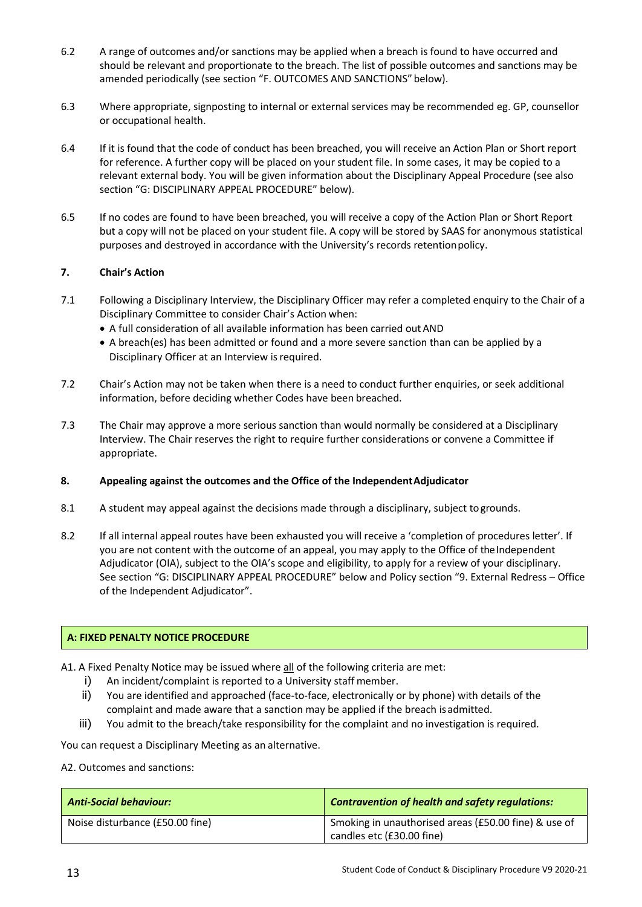6.2 A range of outcomes and/or sanctions may be applied when a breach is found to have occurred and should be relevant and proportionate to the breach. The list of possible outcomes and sanctions may be amended periodically (see section "F. OUTCOMES AND SANCTIONS" below).

6.3 Where appropriate, signposting to internal or external services may be recommended eg. GP, counsellor or occupational health.

6.4 If it is found that the code of conduct has been breached, you will receive an Action Plan or Short report for reference. A further copy will be placed on your student file. In some cases, it may be copied to a relevant external body. You will be given information about the Disciplinary Appeal Procedure (see also section "G: DISCIPLINARY APPEAL PROCEDURE" below).

6.5 If no codes are found to have been breached, you will receive a copy of the Action Plan or Short Report but a copy will not be placed on your student file. A copy will be stored by SAAS for anonymous statistical purposes and destroyed in accordance with the University's records retention policy.

### 7. Chair's Action

7.1 Following a Disciplinary Interview, the Disciplinary Officer may refer a completed enquiry to the Chair of a Disciplinary Committee to consider Chair's Action when:

- A full consideration of all available information has been carried out AND
- A breach(es) has been admitted or found and a more severe sanction than can be applied by a Disciplinary Officer at an Interview is required.

7.2 Chair's Action may not be taken when there is a need to conduct further enquiries, or seek additional information, before deciding whether Codes have been breached.

7.3 The Chair may approve a more serious sanction than would normally be considered at a Disciplinary Interview. The Chair reserves the right to require further considerations or convene a Committee if appropriate.

### 8. Appealing against the outcomes and the Office of the Independent Adjudicator

8.1 A student may appeal against the decisions made through a disciplinary, subject to grounds.

8.2 If all internal appeal routes have been exhausted you will receive a 'completion of procedures letter'. If you are not content with the outcome of an appeal, you may apply to the Office of the Independent Adjudicator (OIA), subject to the OIA's scope and eligibility, to apply for a review of your disciplinary. See section "G: DISCIPLINARY APPEAL PROCEDURE" below and Policy section "9. External Redress – Office of the Independent Adjudicator".

## A: FIXED PENALTY NOTICE PROCEDURE

A1. A Fixed Penalty Notice may be issued where all of the following criteria are met:

i) An incident/complaint is reported to a University staff member.
ii) You are identified and approached (face-to-face, electronically or by phone) with details of the complaint and made aware that a sanction may be applied if the breach is admitted.
iii) You admit to the breach/take responsibility for the complaint and no investigation is required.

You can request a Disciplinary Meeting as an alternative.

A2. Outcomes and sanctions:

| ***Anti-Social behaviour:*** | ***Contravention of health and safety regulations:*** |
|---|---|
| Noise disturbance (£50.00 fine) | Smoking in unauthorised areas (£50.00 fine) & use of candles etc (£30.00 fine) |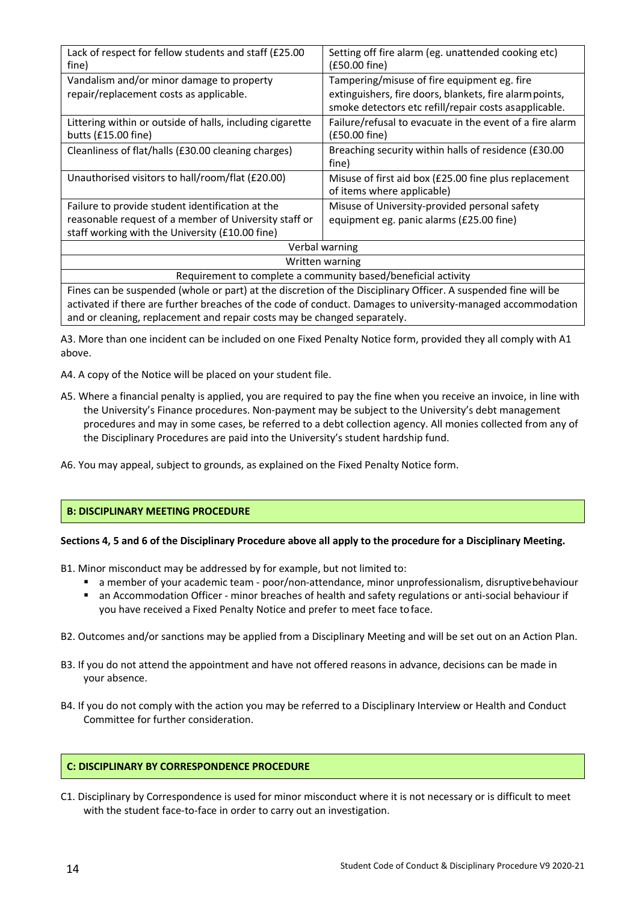| | |
|---|---|
| Lack of respect for fellow students and staff (£25.00 fine) | Setting off fire alarm (eg. unattended cooking etc) (£50.00 fine) |
| Vandalism and/or minor damage to property repair/replacement costs as applicable. | Tampering/misuse of fire equipment eg. fire extinguishers, fire doors, blankets, fire alarm points, smoke detectors etc refill/repair costs as applicable. |
| Littering within or outside of halls, including cigarette butts (£15.00 fine) | Failure/refusal to evacuate in the event of a fire alarm (£50.00 fine) |
| Cleanliness of flat/halls (£30.00 cleaning charges) | Breaching security within halls of residence (£30.00 fine) |
| Unauthorised visitors to hall/room/flat (£20.00) | Misuse of first aid box (£25.00 fine plus replacement of items where applicable) |
| Failure to provide student identification at the reasonable request of a member of University staff or staff working with the University (£10.00 fine) | Misuse of University-provided personal safety equipment eg. panic alarms (£25.00 fine) |
| Verbal warning | |
| Written warning | |
| Requirement to complete a community based/beneficial activity | |
| Fines can be suspended (whole or part) at the discretion of the Disciplinary Officer. A suspended fine will be activated if there are further breaches of the code of conduct. Damages to university-managed accommodation and or cleaning, replacement and repair costs may be changed separately. | |

A3. More than one incident can be included on one Fixed Penalty Notice form, provided they all comply with A1 above.

A4. A copy of the Notice will be placed on your student file.

A5. Where a financial penalty is applied, you are required to pay the fine when you receive an invoice, in line with the University's Finance procedures. Non-payment may be subject to the University's debt management procedures and may in some cases, be referred to a debt collection agency. All monies collected from any of the Disciplinary Procedures are paid into the University's student hardship fund.

A6. You may appeal, subject to grounds, as explained on the Fixed Penalty Notice form.

## B: DISCIPLINARY MEETING PROCEDURE

**Sections 4, 5 and 6 of the Disciplinary Procedure above all apply to the procedure for a Disciplinary Meeting.**

B1. Minor misconduct may be addressed by for example, but not limited to:

- a member of your academic team - poor/non-attendance, minor unprofessionalism, disruptive behaviour
- an Accommodation Officer - minor breaches of health and safety regulations or anti-social behaviour if you have received a Fixed Penalty Notice and prefer to meet face to face.

B2. Outcomes and/or sanctions may be applied from a Disciplinary Meeting and will be set out on an Action Plan.

B3. If you do not attend the appointment and have not offered reasons in advance, decisions can be made in your absence.

B4. If you do not comply with the action you may be referred to a Disciplinary Interview or Health and Conduct Committee for further consideration.

## C: DISCIPLINARY BY CORRESPONDENCE PROCEDURE

C1. Disciplinary by Correspondence is used for minor misconduct where it is not necessary or is difficult to meet with the student face-to-face in order to carry out an investigation.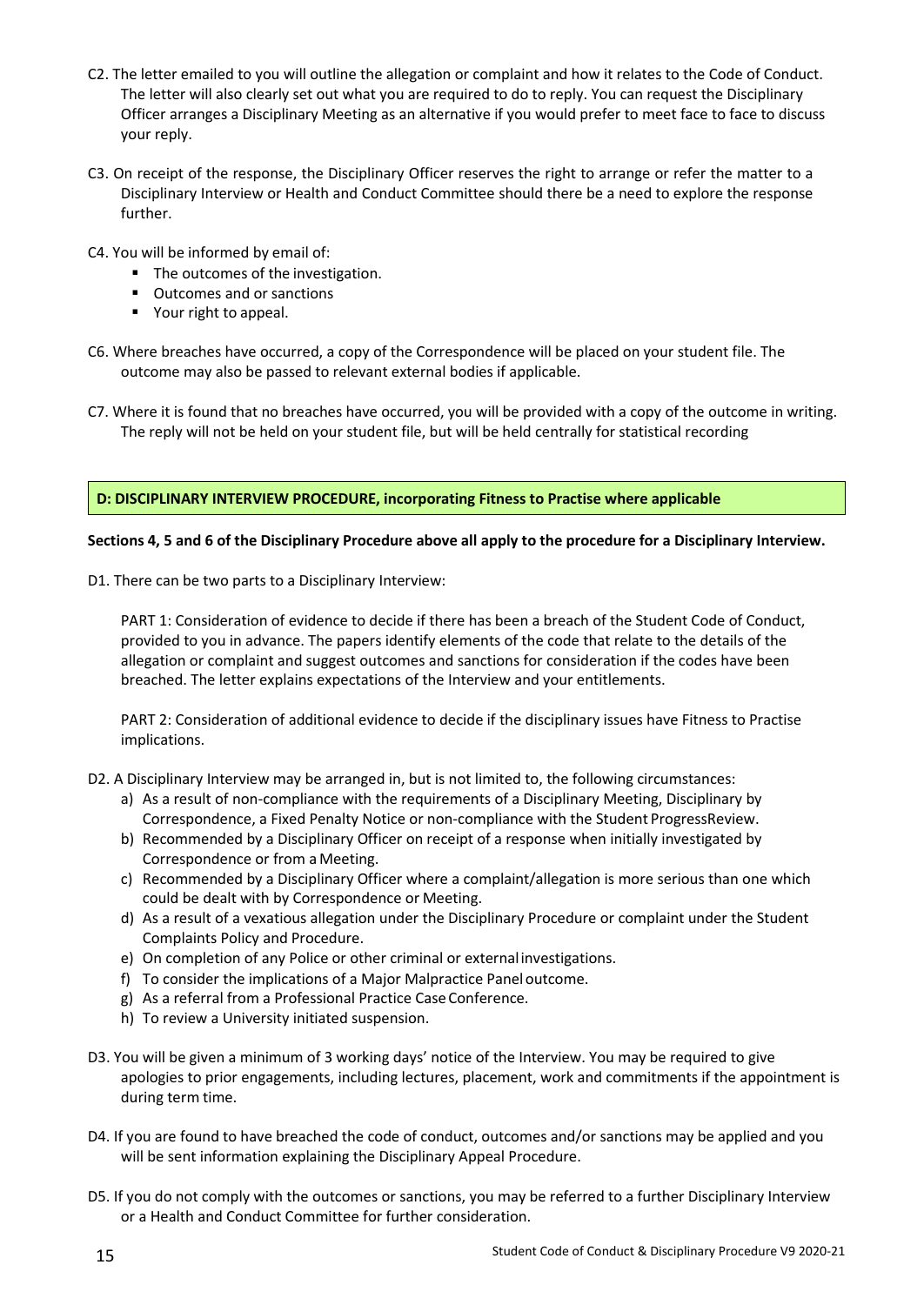C2. The letter emailed to you will outline the allegation or complaint and how it relates to the Code of Conduct. The letter will also clearly set out what you are required to do to reply. You can request the Disciplinary Officer arranges a Disciplinary Meeting as an alternative if you would prefer to meet face to face to discuss your reply.

C3. On receipt of the response, the Disciplinary Officer reserves the right to arrange or refer the matter to a Disciplinary Interview or Health and Conduct Committee should there be a need to explore the response further.

C4. You will be informed by email of:

- The outcomes of the investigation.
- Outcomes and or sanctions
- Your right to appeal.

C6. Where breaches have occurred, a copy of the Correspondence will be placed on your student file. The outcome may also be passed to relevant external bodies if applicable.

C7. Where it is found that no breaches have occurred, you will be provided with a copy of the outcome in writing. The reply will not be held on your student file, but will be held centrally for statistical recording

## D: DISCIPLINARY INTERVIEW PROCEDURE, incorporating Fitness to Practise where applicable

**Sections 4, 5 and 6 of the Disciplinary Procedure above all apply to the procedure for a Disciplinary Interview.**

D1. There can be two parts to a Disciplinary Interview:

PART 1: Consideration of evidence to decide if there has been a breach of the Student Code of Conduct, provided to you in advance. The papers identify elements of the code that relate to the details of the allegation or complaint and suggest outcomes and sanctions for consideration if the codes have been breached. The letter explains expectations of the Interview and your entitlements.

PART 2: Consideration of additional evidence to decide if the disciplinary issues have Fitness to Practise implications.

D2. A Disciplinary Interview may be arranged in, but is not limited to, the following circumstances:

a) As a result of non-compliance with the requirements of a Disciplinary Meeting, Disciplinary by Correspondence, a Fixed Penalty Notice or non-compliance with the Student ProgressReview.
b) Recommended by a Disciplinary Officer on receipt of a response when initially investigated by Correspondence or from a Meeting.
c) Recommended by a Disciplinary Officer where a complaint/allegation is more serious than one which could be dealt with by Correspondence or Meeting.
d) As a result of a vexatious allegation under the Disciplinary Procedure or complaint under the Student Complaints Policy and Procedure.
e) On completion of any Police or other criminal or external investigations.
f) To consider the implications of a Major Malpractice Panel outcome.
g) As a referral from a Professional Practice Case Conference.
h) To review a University initiated suspension.

D3. You will be given a minimum of 3 working days' notice of the Interview. You may be required to give apologies to prior engagements, including lectures, placement, work and commitments if the appointment is during term time.

D4. If you are found to have breached the code of conduct, outcomes and/or sanctions may be applied and you will be sent information explaining the Disciplinary Appeal Procedure.

D5. If you do not comply with the outcomes or sanctions, you may be referred to a further Disciplinary Interview or a Health and Conduct Committee for further consideration.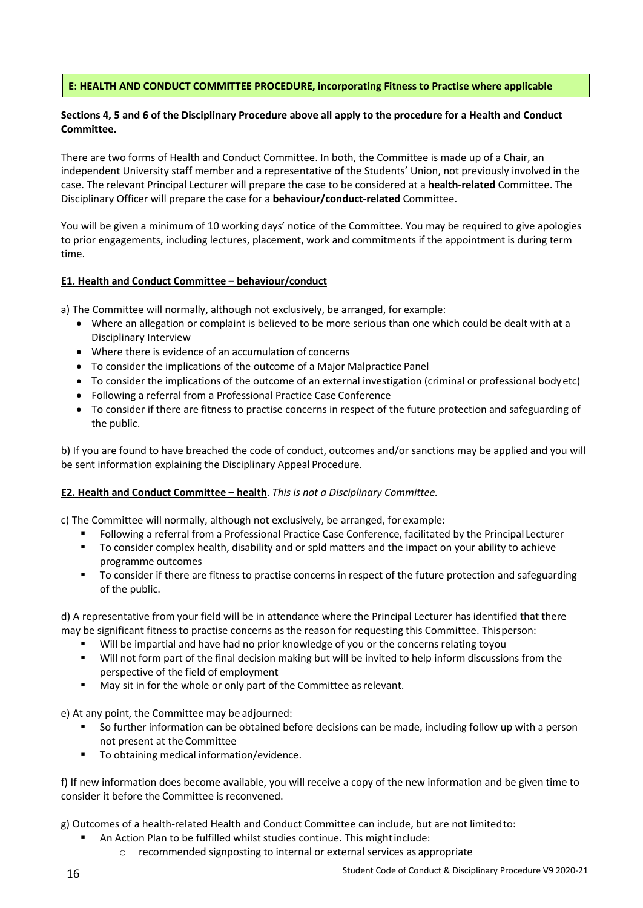## E: HEALTH AND CONDUCT COMMITTEE PROCEDURE, incorporating Fitness to Practise where applicable

**Sections 4, 5 and 6 of the Disciplinary Procedure above all apply to the procedure for a Health and Conduct Committee.**

There are two forms of Health and Conduct Committee. In both, the Committee is made up of a Chair, an independent University staff member and a representative of the Students' Union, not previously involved in the case. The relevant Principal Lecturer will prepare the case to be considered at a **health-related** Committee. The Disciplinary Officer will prepare the case for a **behaviour/conduct-related** Committee.

You will be given a minimum of 10 working days' notice of the Committee. You may be required to give apologies to prior engagements, including lectures, placement, work and commitments if the appointment is during term time.

### E1. Health and Conduct Committee – behaviour/conduct

a) The Committee will normally, although not exclusively, be arranged, for example:

- Where an allegation or complaint is believed to be more serious than one which could be dealt with at a Disciplinary Interview
- Where there is evidence of an accumulation of concerns
- To consider the implications of the outcome of a Major Malpractice Panel
- To consider the implications of the outcome of an external investigation (criminal or professional body etc)
- Following a referral from a Professional Practice Case Conference
- To consider if there are fitness to practise concerns in respect of the future protection and safeguarding of the public.

b) If you are found to have breached the code of conduct, outcomes and/or sanctions may be applied and you will be sent information explaining the Disciplinary Appeal Procedure.

### E2. Health and Conduct Committee – health. *This is not a Disciplinary Committee.*

c) The Committee will normally, although not exclusively, be arranged, for example:

- Following a referral from a Professional Practice Case Conference, facilitated by the Principal Lecturer
- To consider complex health, disability and or spld matters and the impact on your ability to achieve programme outcomes
- To consider if there are fitness to practise concerns in respect of the future protection and safeguarding of the public.

d) A representative from your field will be in attendance where the Principal Lecturer has identified that there may be significant fitness to practise concerns as the reason for requesting this Committee. This person:

- Will be impartial and have had no prior knowledge of you or the concerns relating to you
- Will not form part of the final decision making but will be invited to help inform discussions from the perspective of the field of employment
- May sit in for the whole or only part of the Committee as relevant.

e) At any point, the Committee may be adjourned:

- So further information can be obtained before decisions can be made, including follow up with a person not present at the Committee
- To obtaining medical information/evidence.

f) If new information does become available, you will receive a copy of the new information and be given time to consider it before the Committee is reconvened.

g) Outcomes of a health-related Health and Conduct Committee can include, but are not limited to:

- An Action Plan to be fulfilled whilst studies continue. This might include:
  - recommended signposting to internal or external services as appropriate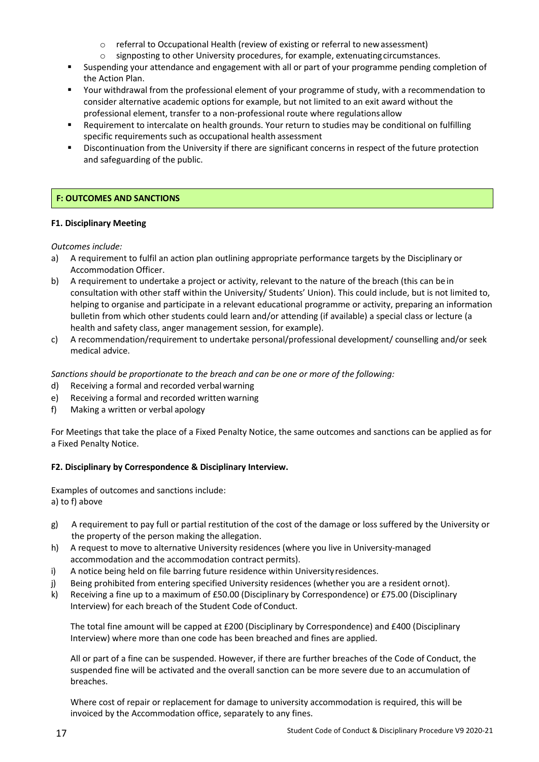- referral to Occupational Health (review of existing or referral to new assessment)
  - signposting to other University procedures, for example, extenuating circumstances.
- Suspending your attendance and engagement with all or part of your programme pending completion of the Action Plan.
- Your withdrawal from the professional element of your programme of study, with a recommendation to consider alternative academic options for example, but not limited to an exit award without the professional element, transfer to a non-professional route where regulations allow
- Requirement to intercalate on health grounds. Your return to studies may be conditional on fulfilling specific requirements such as occupational health assessment
- Discontinuation from the University if there are significant concerns in respect of the future protection and safeguarding of the public.

## F: OUTCOMES AND SANCTIONS

### F1. Disciplinary Meeting

*Outcomes include:*

a) A requirement to fulfil an action plan outlining appropriate performance targets by the Disciplinary or Accommodation Officer.

b) A requirement to undertake a project or activity, relevant to the nature of the breach (this can be in consultation with other staff within the University/ Students' Union). This could include, but is not limited to, helping to organise and participate in a relevant educational programme or activity, preparing an information bulletin from which other students could learn and/or attending (if available) a special class or lecture (a health and safety class, anger management session, for example).

c) A recommendation/requirement to undertake personal/professional development/ counselling and/or seek medical advice.

*Sanctions should be proportionate to the breach and can be one or more of the following:*

d) Receiving a formal and recorded verbal warning

e) Receiving a formal and recorded written warning

f) Making a written or verbal apology

For Meetings that take the place of a Fixed Penalty Notice, the same outcomes and sanctions can be applied as for a Fixed Penalty Notice.

### F2. Disciplinary by Correspondence & Disciplinary Interview.

Examples of outcomes and sanctions include:
a) to f) above

g) A requirement to pay full or partial restitution of the cost of the damage or loss suffered by the University or the property of the person making the allegation.

h) A request to move to alternative University residences (where you live in University-managed accommodation and the accommodation contract permits).

i) A notice being held on file barring future residence within University residences.

j) Being prohibited from entering specified University residences (whether you are a resident or not).

k) Receiving a fine up to a maximum of £50.00 (Disciplinary by Correspondence) or £75.00 (Disciplinary Interview) for each breach of the Student Code of Conduct.

   The total fine amount will be capped at £200 (Disciplinary by Correspondence) and £400 (Disciplinary Interview) where more than one code has been breached and fines are applied.

   All or part of a fine can be suspended. However, if there are further breaches of the Code of Conduct, the suspended fine will be activated and the overall sanction can be more severe due to an accumulation of breaches.

   Where cost of repair or replacement for damage to university accommodation is required, this will be invoiced by the Accommodation office, separately to any fines.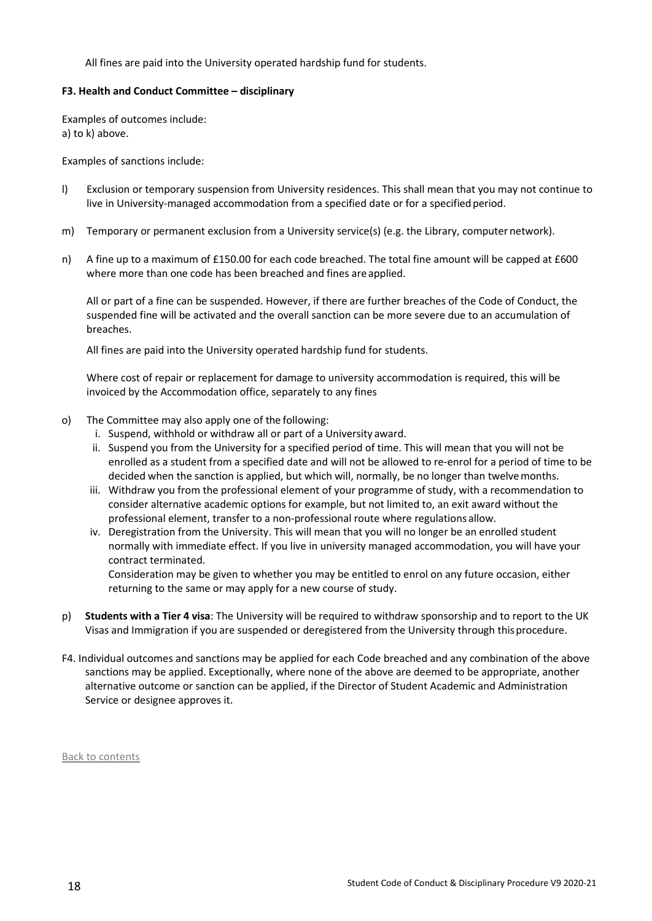All fines are paid into the University operated hardship fund for students.

**F3. Health and Conduct Committee – disciplinary**

Examples of outcomes include:
a) to k) above.

Examples of sanctions include:

l) Exclusion or temporary suspension from University residences. This shall mean that you may not continue to live in University-managed accommodation from a specified date or for a specified period.

m) Temporary or permanent exclusion from a University service(s) (e.g. the Library, computer network).

n) A fine up to a maximum of £150.00 for each code breached. The total fine amount will be capped at £600 where more than one code has been breached and fines are applied.

   All or part of a fine can be suspended. However, if there are further breaches of the Code of Conduct, the suspended fine will be activated and the overall sanction can be more severe due to an accumulation of breaches.

   All fines are paid into the University operated hardship fund for students.

   Where cost of repair or replacement for damage to university accommodation is required, this will be invoiced by the Accommodation office, separately to any fines

o) The Committee may also apply one of the following:
   i. Suspend, withhold or withdraw all or part of a University award.
   ii. Suspend you from the University for a specified period of time. This will mean that you will not be enrolled as a student from a specified date and will not be allowed to re-enrol for a period of time to be decided when the sanction is applied, but which will, normally, be no longer than twelve months.
   iii. Withdraw you from the professional element of your programme of study, with a recommendation to consider alternative academic options for example, but not limited to, an exit award without the professional element, transfer to a non-professional route where regulations allow.
   iv. Deregistration from the University. This will mean that you will no longer be an enrolled student normally with immediate effect. If you live in university managed accommodation, you will have your contract terminated.
   Consideration may be given to whether you may be entitled to enrol on any future occasion, either returning to the same or may apply for a new course of study.

p) **Students with a Tier 4 visa**: The University will be required to withdraw sponsorship and to report to the UK Visas and Immigration if you are suspended or deregistered from the University through this procedure.

F4. Individual outcomes and sanctions may be applied for each Code breached and any combination of the above sanctions may be applied. Exceptionally, where none of the above are deemed to be appropriate, another alternative outcome or sanction can be applied, if the Director of Student Academic and Administration Service or designee approves it.

Back to contents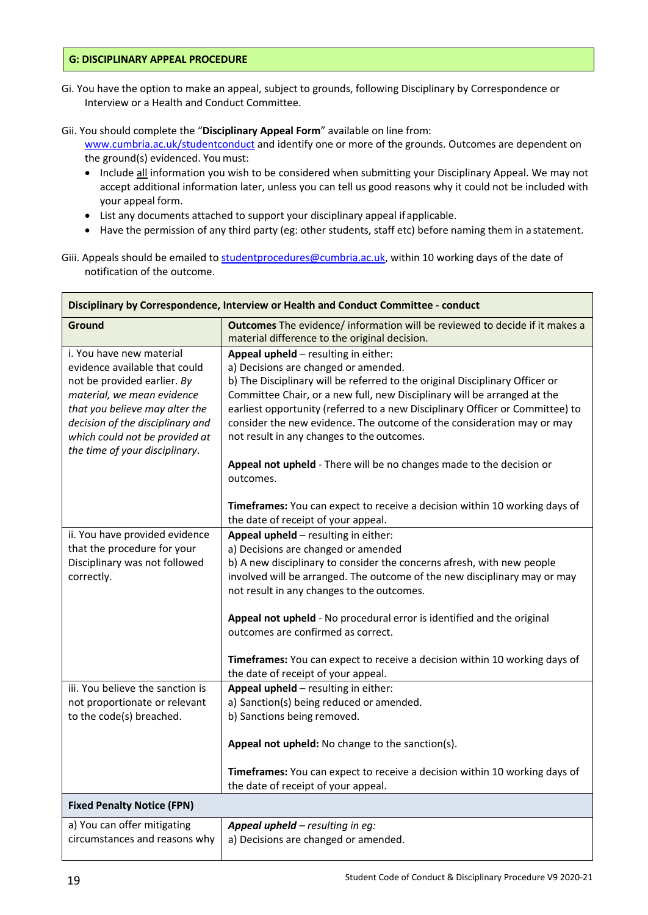## G: DISCIPLINARY APPEAL PROCEDURE

Gi. You have the option to make an appeal, subject to grounds, following Disciplinary by Correspondence or Interview or a Health and Conduct Committee.

Gii. You should complete the "**Disciplinary Appeal Form**" available on line from: www.cumbria.ac.uk/studentconduct and identify one or more of the grounds. Outcomes are dependent on the ground(s) evidenced. You must:

- Include all information you wish to be considered when submitting your Disciplinary Appeal. We may not accept additional information later, unless you can tell us good reasons why it could not be included with your appeal form.
- List any documents attached to support your disciplinary appeal if applicable.
- Have the permission of any third party (eg: other students, staff etc) before naming them in a statement.

Giii. Appeals should be emailed to studentprocedures@cumbria.ac.uk, within 10 working days of the date of notification of the outcome.

| **Disciplinary by Correspondence, Interview or Health and Conduct Committee - conduct** | |
|---|---|
| **Ground** | **Outcomes** The evidence/ information will be reviewed to decide if it makes a material difference to the original decision. |
| i. You have new material evidence available that could not be provided earlier. *By material, we mean evidence that you believe may alter the decision of the disciplinary and which could not be provided at the time of your disciplinary*. | **Appeal upheld** – resulting in either:<br>a) Decisions are changed or amended.<br>b) The Disciplinary will be referred to the original Disciplinary Officer or Committee Chair, or a new full, new Disciplinary will be arranged at the earliest opportunity (referred to a new Disciplinary Officer or Committee) to consider the new evidence. The outcome of the consideration may or may not result in any changes to the outcomes.<br><br>**Appeal not upheld** - There will be no changes made to the decision or outcomes.<br><br>**Timeframes:** You can expect to receive a decision within 10 working days of the date of receipt of your appeal. |
| ii. You have provided evidence that the procedure for your Disciplinary was not followed correctly. | **Appeal upheld** – resulting in either:<br>a) Decisions are changed or amended<br>b) A new disciplinary to consider the concerns afresh, with new people involved will be arranged. The outcome of the new disciplinary may or may not result in any changes to the outcomes.<br><br>**Appeal not upheld** - No procedural error is identified and the original outcomes are confirmed as correct.<br><br>**Timeframes:** You can expect to receive a decision within 10 working days of the date of receipt of your appeal. |
| iii. You believe the sanction is not proportionate or relevant to the code(s) breached. | **Appeal upheld** – resulting in either:<br>a) Sanction(s) being reduced or amended.<br>b) Sanctions being removed.<br><br>**Appeal not upheld:** No change to the sanction(s).<br><br>**Timeframes:** You can expect to receive a decision within 10 working days of the date of receipt of your appeal. |
| **Fixed Penalty Notice (FPN)** | |
| a) You can offer mitigating circumstances and reasons why | ***Appeal upheld*** *– resulting in eg:*<br>a) Decisions are changed or amended. |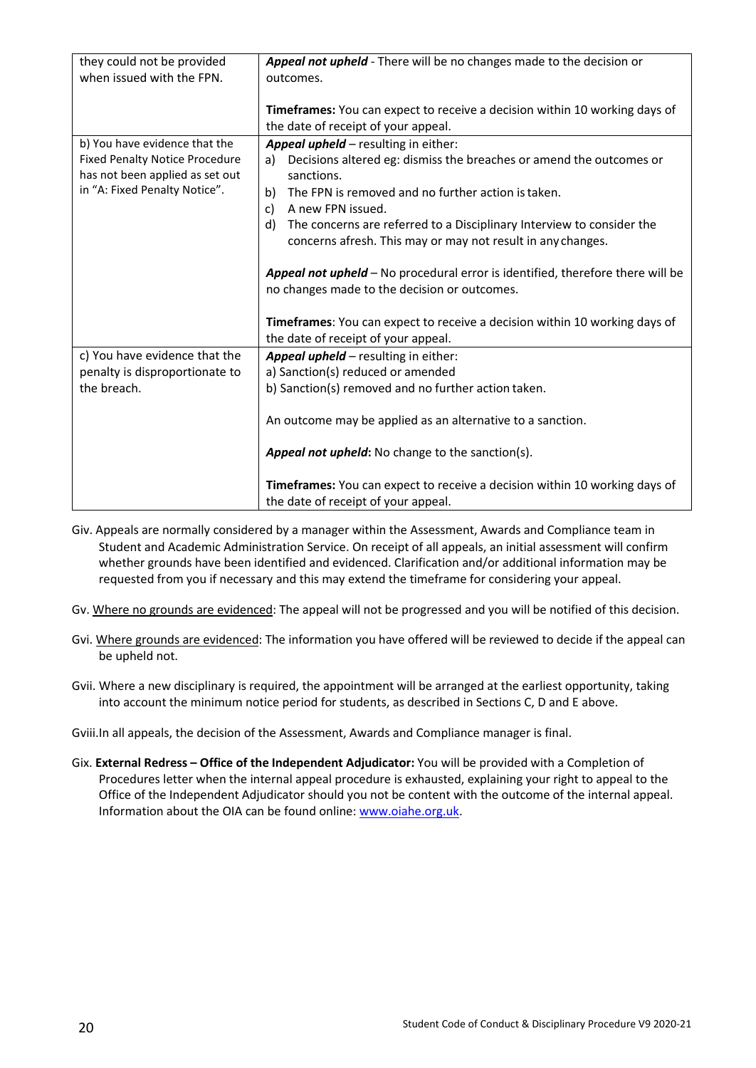| | |
|---|---|
| they could not be provided when issued with the FPN. | ***Appeal not upheld*** - There will be no changes made to the decision or outcomes.<br><br>**Timeframes:** You can expect to receive a decision within 10 working days of the date of receipt of your appeal. |
| b) You have evidence that the Fixed Penalty Notice Procedure has not been applied as set out in "A: Fixed Penalty Notice". | ***Appeal upheld*** – resulting in either:<br>a) Decisions altered eg: dismiss the breaches or amend the outcomes or sanctions.<br>b) The FPN is removed and no further action is taken.<br>c) A new FPN issued.<br>d) The concerns are referred to a Disciplinary Interview to consider the concerns afresh. This may or may not result in any changes.<br><br>***Appeal not upheld*** – No procedural error is identified, therefore there will be no changes made to the decision or outcomes.<br><br>**Timeframes**: You can expect to receive a decision within 10 working days of the date of receipt of your appeal. |
| c) You have evidence that the penalty is disproportionate to the breach. | ***Appeal upheld*** – resulting in either:<br>a) Sanction(s) reduced or amended<br>b) Sanction(s) removed and no further action taken.<br><br>An outcome may be applied as an alternative to a sanction.<br><br>***Appeal not upheld*:** No change to the sanction(s).<br><br>**Timeframes:** You can expect to receive a decision within 10 working days of the date of receipt of your appeal. |

Giv. Appeals are normally considered by a manager within the Assessment, Awards and Compliance team in Student and Academic Administration Service. On receipt of all appeals, an initial assessment will confirm whether grounds have been identified and evidenced. Clarification and/or additional information may be requested from you if necessary and this may extend the timeframe for considering your appeal.

Gv. Where no grounds are evidenced: The appeal will not be progressed and you will be notified of this decision.

Gvi. Where grounds are evidenced: The information you have offered will be reviewed to decide if the appeal can be upheld not.

Gvii. Where a new disciplinary is required, the appointment will be arranged at the earliest opportunity, taking into account the minimum notice period for students, as described in Sections C, D and E above.

Gviii.In all appeals, the decision of the Assessment, Awards and Compliance manager is final.

Gix. **External Redress – Office of the Independent Adjudicator:** You will be provided with a Completion of Procedures letter when the internal appeal procedure is exhausted, explaining your right to appeal to the Office of the Independent Adjudicator should you not be content with the outcome of the internal appeal. Information about the OIA can be found online: www.oiahe.org.uk.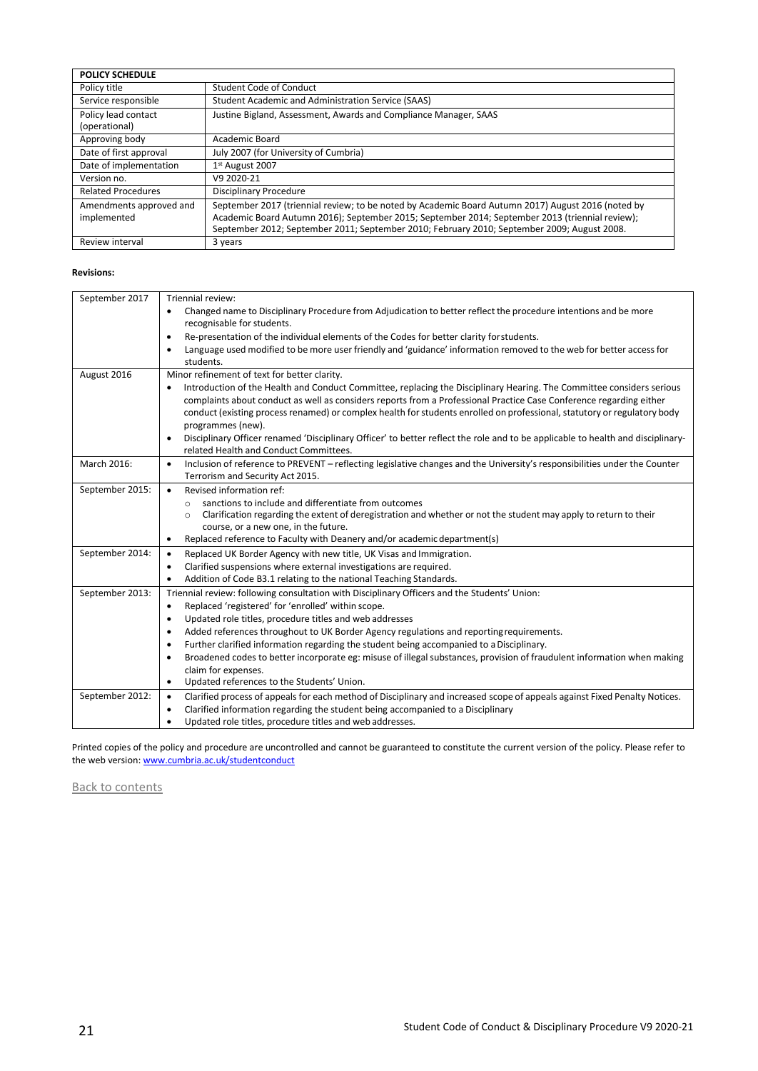| POLICY SCHEDULE | |
|---|---|
| Policy title | Student Code of Conduct |
| Service responsible | Student Academic and Administration Service (SAAS) |
| Policy lead contact (operational) | Justine Bigland, Assessment, Awards and Compliance Manager, SAAS |
| Approving body | Academic Board |
| Date of first approval | July 2007 (for University of Cumbria) |
| Date of implementation | 1st August 2007 |
| Version no. | V9 2020-21 |
| Related Procedures | Disciplinary Procedure |
| Amendments approved and implemented | September 2017 (triennial review; to be noted by Academic Board Autumn 2017) August 2016 (noted by Academic Board Autumn 2016); September 2015; September 2014; September 2013 (triennial review); September 2012; September 2011; September 2010; February 2010; September 2009; August 2008. |
| Review interval | 3 years |

**Revisions:**

| | |
|---|---|
| September 2017 | Triennial review: <br>• Changed name to Disciplinary Procedure from Adjudication to better reflect the procedure intentions and be more recognisable for students. <br>• Re-presentation of the individual elements of the Codes for better clarity for students. <br>• Language used modified to be more user friendly and 'guidance' information removed to the web for better access for students. |
| August 2016 | Minor refinement of text for better clarity. <br>• Introduction of the Health and Conduct Committee, replacing the Disciplinary Hearing. The Committee considers serious complaints about conduct as well as considers reports from a Professional Practice Case Conference regarding either conduct (existing process renamed) or complex health for students enrolled on professional, statutory or regulatory body programmes (new). <br>• Disciplinary Officer renamed 'Disciplinary Officer' to better reflect the role and to be applicable to health and disciplinary-related Health and Conduct Committees. |
| March 2016: | • Inclusion of reference to PREVENT – reflecting legislative changes and the University's responsibilities under the Counter Terrorism and Security Act 2015. |
| September 2015: | • Revised information ref: <br>  ○ sanctions to include and differentiate from outcomes <br>  ○ Clarification regarding the extent of deregistration and whether or not the student may apply to return to their course, or a new one, in the future. <br>• Replaced reference to Faculty with Deanery and/or academic department(s) |
| September 2014: | • Replaced UK Border Agency with new title, UK Visas and Immigration. <br>• Clarified suspensions where external investigations are required. <br>• Addition of Code B3.1 relating to the national Teaching Standards. |
| September 2013: | Triennial review: following consultation with Disciplinary Officers and the Students' Union: <br>• Replaced 'registered' for 'enrolled' within scope. <br>• Updated role titles, procedure titles and web addresses <br>• Added references throughout to UK Border Agency regulations and reporting requirements. <br>• Further clarified information regarding the student being accompanied to a Disciplinary. <br>• Broadened codes to better incorporate eg: misuse of illegal substances, provision of fraudulent information when making claim for expenses. <br>• Updated references to the Students' Union. |
| September 2012: | • Clarified process of appeals for each method of Disciplinary and increased scope of appeals against Fixed Penalty Notices. <br>• Clarified information regarding the student being accompanied to a Disciplinary <br>• Updated role titles, procedure titles and web addresses. |

Printed copies of the policy and procedure are uncontrolled and cannot be guaranteed to constitute the current version of the policy. Please refer to the web version: www.cumbria.ac.uk/studentconduct

Back to contents